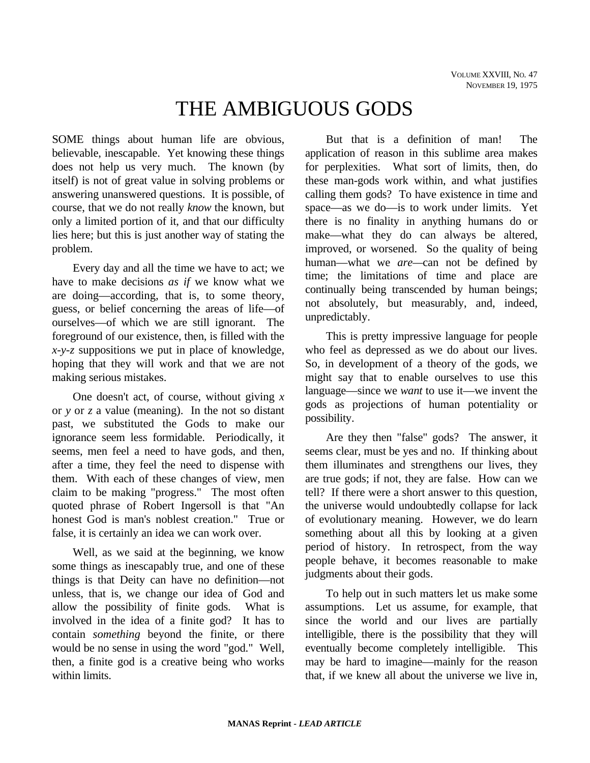# THE AMBIGUOUS GODS

SOME things about human life are obvious, believable, inescapable. Yet knowing these things does not help us very much. The known (by itself) is not of great value in solving problems or answering unanswered questions. It is possible, of course, that we do not really *know* the known, but only a limited portion of it, and that our difficulty lies here; but this is just another way of stating the problem.

Every day and all the time we have to act; we have to make decisions *as if* we know what we are doing—according, that is, to some theory, guess, or belief concerning the areas of life—of ourselves—of which we are still ignorant. The foreground of our existence, then, is filled with the *x-y-z* suppositions we put in place of knowledge, hoping that they will work and that we are not making serious mistakes.

One doesn't act, of course, without giving *x* or *y* or *z* a value (meaning). In the not so distant past, we substituted the Gods to make our ignorance seem less formidable. Periodically, it seems, men feel a need to have gods, and then, after a time, they feel the need to dispense with them. With each of these changes of view, men claim to be making "progress." The most often quoted phrase of Robert Ingersoll is that "An honest God is man's noblest creation." True or false, it is certainly an idea we can work over.

Well, as we said at the beginning, we know some things as inescapably true, and one of these things is that Deity can have no definition—not unless, that is, we change our idea of God and allow the possibility of finite gods. What is involved in the idea of a finite god? It has to contain *something* beyond the finite, or there would be no sense in using the word "god." Well, then, a finite god is a creative being who works within limits.

But that is a definition of man! The application of reason in this sublime area makes for perplexities. What sort of limits, then, do these man-gods work within, and what justifies calling them gods? To have existence in time and space—as we do—is to work under limits. Yet there is no finality in anything humans do or make—what they do can always be altered, improved, or worsened. So the quality of being human—what we *are*—can not be defined by time; the limitations of time and place are continually being transcended by human beings; not absolutely, but measurably, and, indeed, unpredictably.

This is pretty impressive language for people who feel as depressed as we do about our lives. So, in development of a theory of the gods, we might say that to enable ourselves to use this language—since we *want* to use it—we invent the gods as projections of human potentiality or possibility.

Are they then "false" gods? The answer, it seems clear, must be yes and no. If thinking about them illuminates and strengthens our lives, they are true gods; if not, they are false. How can we tell? If there were a short answer to this question, the universe would undoubtedly collapse for lack of evolutionary meaning. However, we do learn something about all this by looking at a given period of history. In retrospect, from the way people behave, it becomes reasonable to make judgments about their gods.

To help out in such matters let us make some assumptions. Let us assume, for example, that since the world and our lives are partially intelligible, there is the possibility that they will eventually become completely intelligible. This may be hard to imagine—mainly for the reason that, if we knew all about the universe we live in,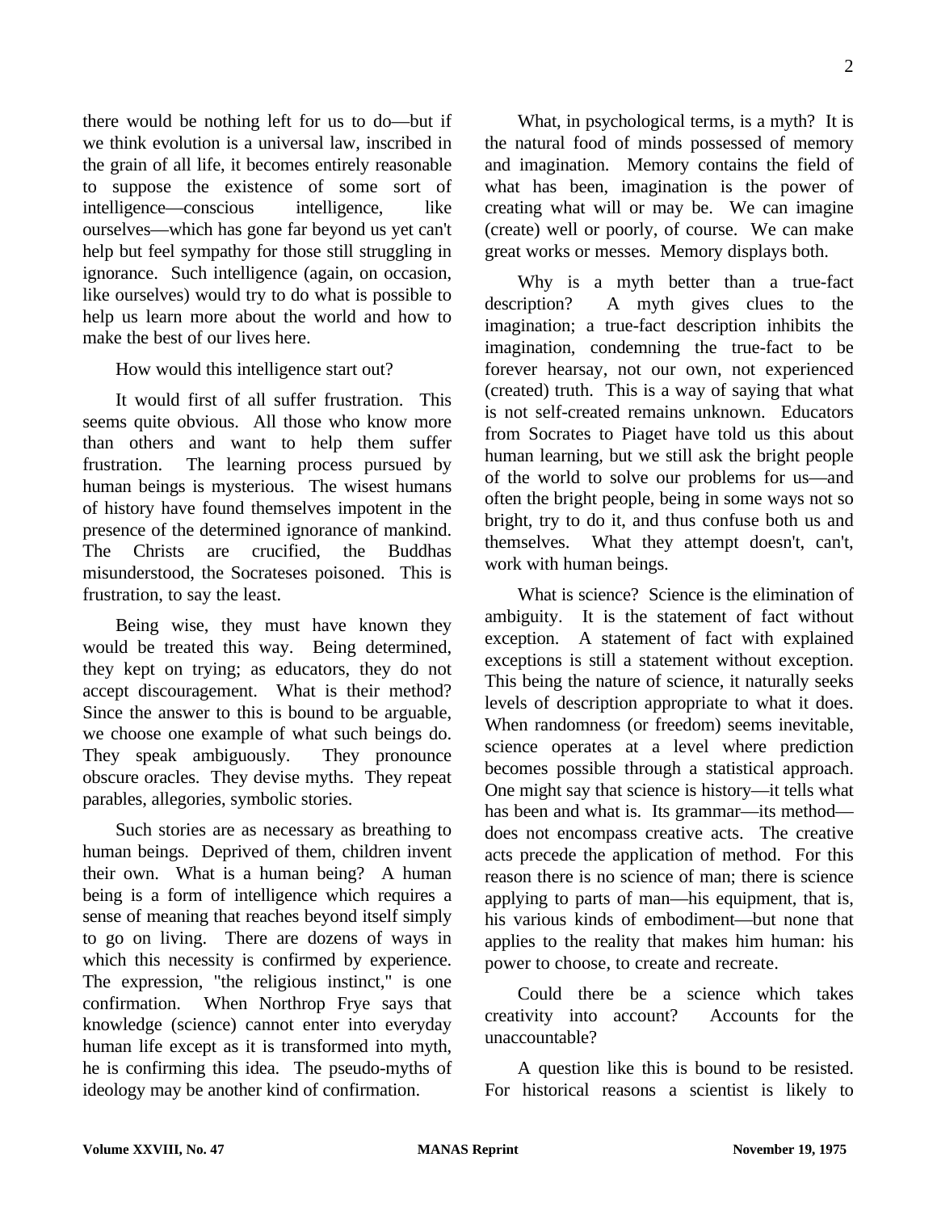there would be nothing left for us to do—but if we think evolution is a universal law, inscribed in the grain of all life, it becomes entirely reasonable to suppose the existence of some sort of intelligence—conscious intelligence, like ourselves—which has gone far beyond us yet can't help but feel sympathy for those still struggling in ignorance. Such intelligence (again, on occasion, like ourselves) would try to do what is possible to help us learn more about the world and how to make the best of our lives here.

How would this intelligence start out?

It would first of all suffer frustration. This seems quite obvious. All those who know more than others and want to help them suffer frustration. The learning process pursued by human beings is mysterious. The wisest humans of history have found themselves impotent in the presence of the determined ignorance of mankind. The Christs are crucified, the Buddhas misunderstood, the Socrateses poisoned. This is frustration, to say the least.

Being wise, they must have known they would be treated this way. Being determined, they kept on trying; as educators, they do not accept discouragement. What is their method? Since the answer to this is bound to be arguable, we choose one example of what such beings do. They speak ambiguously. They pronounce obscure oracles. They devise myths. They repeat parables, allegories, symbolic stories.

Such stories are as necessary as breathing to human beings. Deprived of them, children invent their own. What is a human being? A human being is a form of intelligence which requires a sense of meaning that reaches beyond itself simply to go on living. There are dozens of ways in which this necessity is confirmed by experience. The expression, "the religious instinct," is one confirmation. When Northrop Frye says that knowledge (science) cannot enter into everyday human life except as it is transformed into myth, he is confirming this idea. The pseudo-myths of ideology may be another kind of confirmation.

What, in psychological terms, is a myth? It is the natural food of minds possessed of memory and imagination. Memory contains the field of what has been, imagination is the power of creating what will or may be. We can imagine (create) well or poorly, of course. We can make great works or messes. Memory displays both.

Why is a myth better than a true-fact description? A myth gives clues to the imagination; a true-fact description inhibits the imagination, condemning the true-fact to be forever hearsay, not our own, not experienced (created) truth. This is a way of saying that what is not self-created remains unknown. Educators from Socrates to Piaget have told us this about human learning, but we still ask the bright people of the world to solve our problems for us—and often the bright people, being in some ways not so bright, try to do it, and thus confuse both us and themselves. What they attempt doesn't, can't, work with human beings.

What is science? Science is the elimination of ambiguity. It is the statement of fact without exception. A statement of fact with explained exceptions is still a statement without exception. This being the nature of science, it naturally seeks levels of description appropriate to what it does. When randomness (or freedom) seems inevitable, science operates at a level where prediction becomes possible through a statistical approach. One might say that science is history—it tells what has been and what is. Its grammar—its method—does not encompass creative acts. The creative acts precede the application of method. For this reason there is no science of man; there is science applying to parts of man—his equipment, that is, his various kinds of embodiment—but none that applies to the reality that makes him human: his power to choose, to create and recreate.

Could there be a science which takes creativity into account? Accounts for the unaccountable?

A question like this is bound to be resisted. For historical reasons a scientist is likely to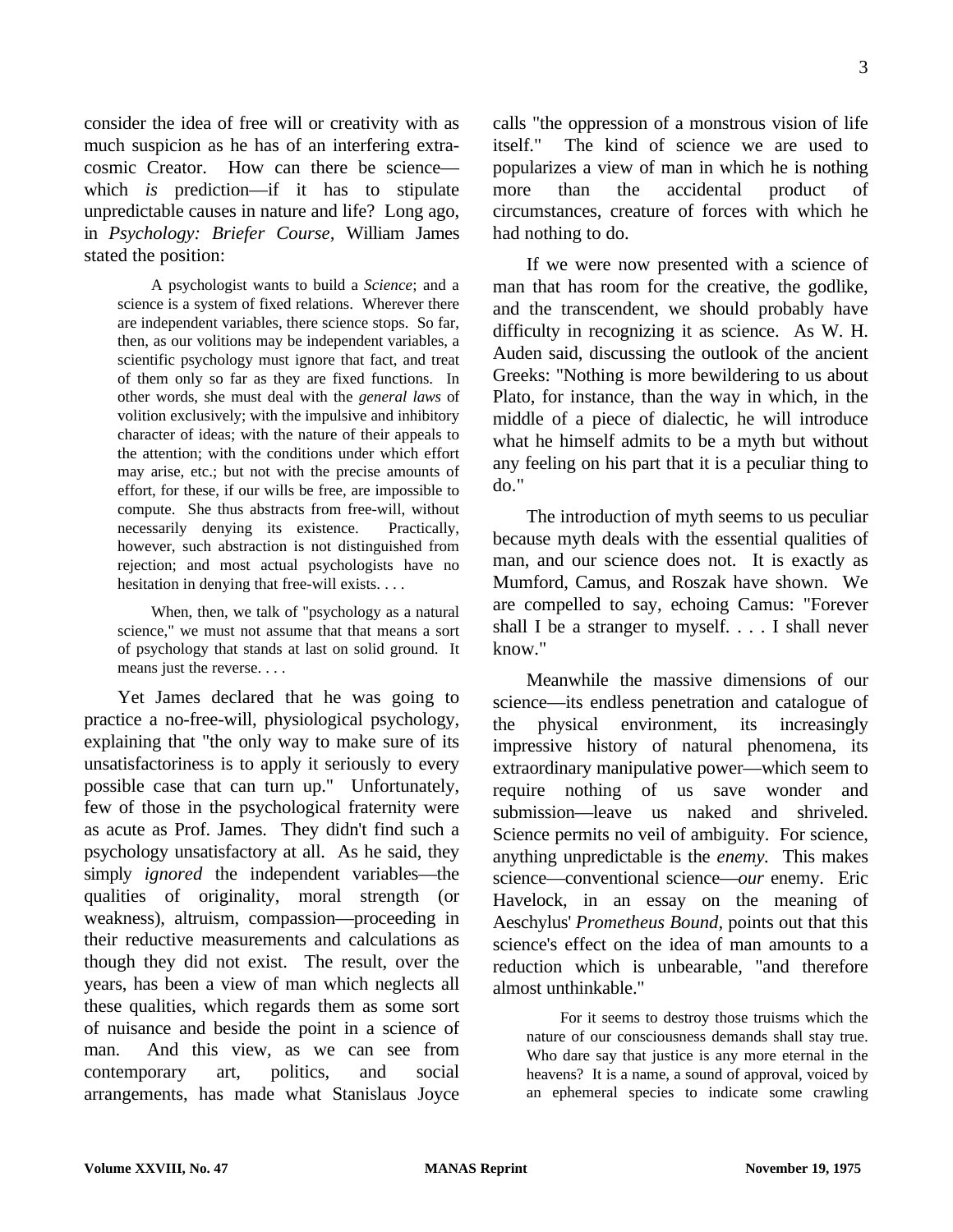consider the idea of free will or creativity with as much suspicion as he has of an interfering extra-cosmic Creator. How can there be science—which *is* prediction—if it has to stipulate unpredictable causes in nature and life? Long ago, in *Psychology: Briefer Course,* William James stated the position:

> A psychologist wants to build a *Science*; and a science is a system of fixed relations. Wherever there are independent variables, there science stops. So far, then, as our volitions may be independent variables, a scientific psychology must ignore that fact, and treat of them only so far as they are fixed functions. In other words, she must deal with the *general laws* of volition exclusively; with the impulsive and inhibitory character of ideas; with the nature of their appeals to the attention; with the conditions under which effort may arise, etc.; but not with the precise amounts of effort, for these, if our wills be free, are impossible to compute. She thus abstracts from free-will, without necessarily denying its existence. Practically, however, such abstraction is not distinguished from rejection; and most actual psychologists have no hesitation in denying that free-will exists. . . .
>
> When, then, we talk of "psychology as a natural science," we must not assume that that means a sort of psychology that stands at last on solid ground. It means just the reverse. . . .

Yet James declared that he was going to practice a no-free-will, physiological psychology, explaining that "the only way to make sure of its unsatisfactoriness is to apply it seriously to every possible case that can turn up." Unfortunately, few of those in the psychological fraternity were as acute as Prof. James. They didn't find such a psychology unsatisfactory at all. As he said, they simply *ignored* the independent variables—the qualities of originality, moral strength (or weakness), altruism, compassion—proceeding in their reductive measurements and calculations as though they did not exist. The result, over the years, has been a view of man which neglects all these qualities, which regards them as some sort of nuisance and beside the point in a science of man. And this view, as we can see from contemporary art, politics, and social arrangements, has made what Stanislaus Joyce calls "the oppression of a monstrous vision of life itself." The kind of science we are used to popularizes a view of man in which he is nothing more than the accidental product of circumstances, creature of forces with which he had nothing to do.

If we were now presented with a science of man that has room for the creative, the godlike, and the transcendent, we should probably have difficulty in recognizing it as science. As W. H. Auden said, discussing the outlook of the ancient Greeks: "Nothing is more bewildering to us about Plato, for instance, than the way in which, in the middle of a piece of dialectic, he will introduce what he himself admits to be a myth but without any feeling on his part that it is a peculiar thing to do."

The introduction of myth seems to us peculiar because myth deals with the essential qualities of man, and our science does not. It is exactly as Mumford, Camus, and Roszak have shown. We are compelled to say, echoing Camus: "Forever shall I be a stranger to myself. . . . I shall never know."

Meanwhile the massive dimensions of our science—its endless penetration and catalogue of the physical environment, its increasingly impressive history of natural phenomena, its extraordinary manipulative power—which seem to require nothing of us save wonder and submission—leave us naked and shriveled. Science permits no veil of ambiguity. For science, anything unpredictable is the *enemy.* This makes science—conventional science—*our* enemy. Eric Havelock, in an essay on the meaning of Aeschylus' *Prometheus Bound,* points out that this science's effect on the idea of man amounts to a reduction which is unbearable, "and therefore almost unthinkable."

> For it seems to destroy those truisms which the nature of our consciousness demands shall stay true. Who dare say that justice is any more eternal in the heavens? It is a name, a sound of approval, voiced by an ephemeral species to indicate some crawling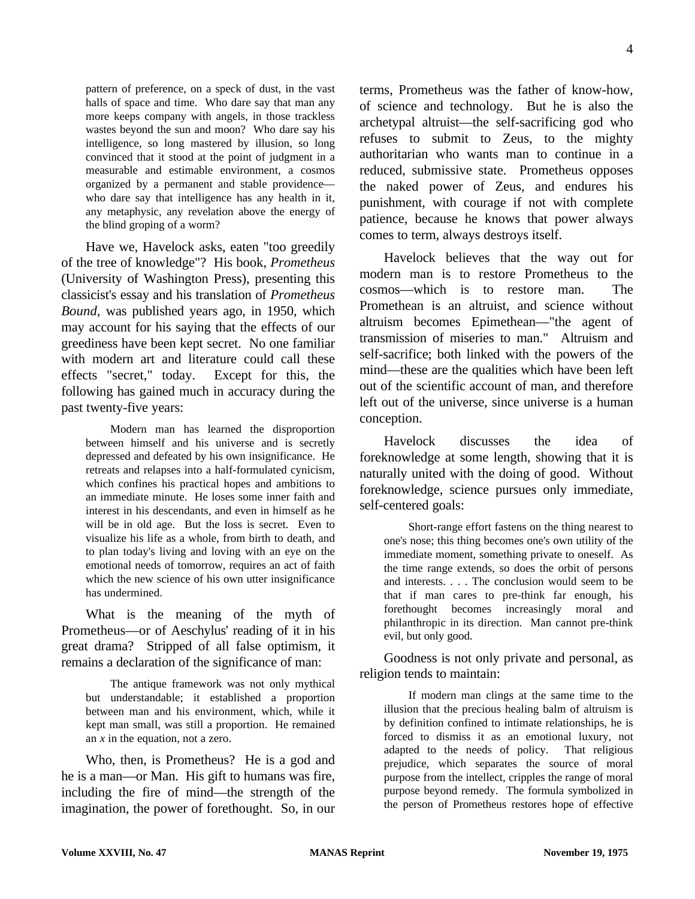> pattern of preference, on a speck of dust, in the vast halls of space and time. Who dare say that man any more keeps company with angels, in those trackless wastes beyond the sun and moon? Who dare say his intelligence, so long mastered by illusion, so long convinced that it stood at the point of judgment in a measurable and estimable environment, a cosmos organized by a permanent and stable providence—who dare say that intelligence has any health in it, any metaphysic, any revelation above the energy of the blind groping of a worm?

Have we, Havelock asks, eaten "too greedily of the tree of knowledge"? His book, *Prometheus* (University of Washington Press), presenting this classicist's essay and his translation of *Prometheus Bound*, was published years ago, in 1950, which may account for his saying that the effects of our greediness have been kept secret. No one familiar with modern art and literature could call these effects "secret," today. Except for this, the following has gained much in accuracy during the past twenty-five years:

> Modern man has learned the disproportion between himself and his universe and is secretly depressed and defeated by his own insignificance. He retreats and relapses into a half-formulated cynicism, which confines his practical hopes and ambitions to an immediate minute. He loses some inner faith and interest in his descendants, and even in himself as he will be in old age. But the loss is secret. Even to visualize his life as a whole, from birth to death, and to plan today's living and loving with an eye on the emotional needs of tomorrow, requires an act of faith which the new science of his own utter insignificance has undermined.

What is the meaning of the myth of Prometheus—or of Aeschylus' reading of it in his great drama? Stripped of all false optimism, it remains a declaration of the significance of man:

> The antique framework was not only mythical but understandable; it established a proportion between man and his environment, which, while it kept man small, was still a proportion. He remained an *x* in the equation, not a zero.

Who, then, is Prometheus? He is a god and he is a man—or Man. His gift to humans was fire, including the fire of mind—the strength of the imagination, the power of forethought. So, in our terms, Prometheus was the father of know-how, of science and technology. But he is also the archetypal altruist—the self-sacrificing god who refuses to submit to Zeus, to the mighty authoritarian who wants man to continue in a reduced, submissive state. Prometheus opposes the naked power of Zeus, and endures his punishment, with courage if not with complete patience, because he knows that power always comes to term, always destroys itself.

Havelock believes that the way out for modern man is to restore Prometheus to the cosmos—which is to restore man. The Promethean is an altruist, and science without altruism becomes Epimethean—"the agent of transmission of miseries to man." Altruism and self-sacrifice; both linked with the powers of the mind—these are the qualities which have been left out of the scientific account of man, and therefore left out of the universe, since universe is a human conception.

Havelock discusses the idea of foreknowledge at some length, showing that it is naturally united with the doing of good. Without foreknowledge, science pursues only immediate, self-centered goals:

> Short-range effort fastens on the thing nearest to one's nose; this thing becomes one's own utility of the immediate moment, something private to oneself. As the time range extends, so does the orbit of persons and interests. . . . The conclusion would seem to be that if man cares to pre-think far enough, his forethought becomes increasingly moral and philanthropic in its direction. Man cannot pre-think evil, but only good.

Goodness is not only private and personal, as religion tends to maintain:

> If modern man clings at the same time to the illusion that the precious healing balm of altruism is by definition confined to intimate relationships, he is forced to dismiss it as an emotional luxury, not adapted to the needs of policy. That religious prejudice, which separates the source of moral purpose from the intellect, cripples the range of moral purpose beyond remedy. The formula symbolized in the person of Prometheus restores hope of effective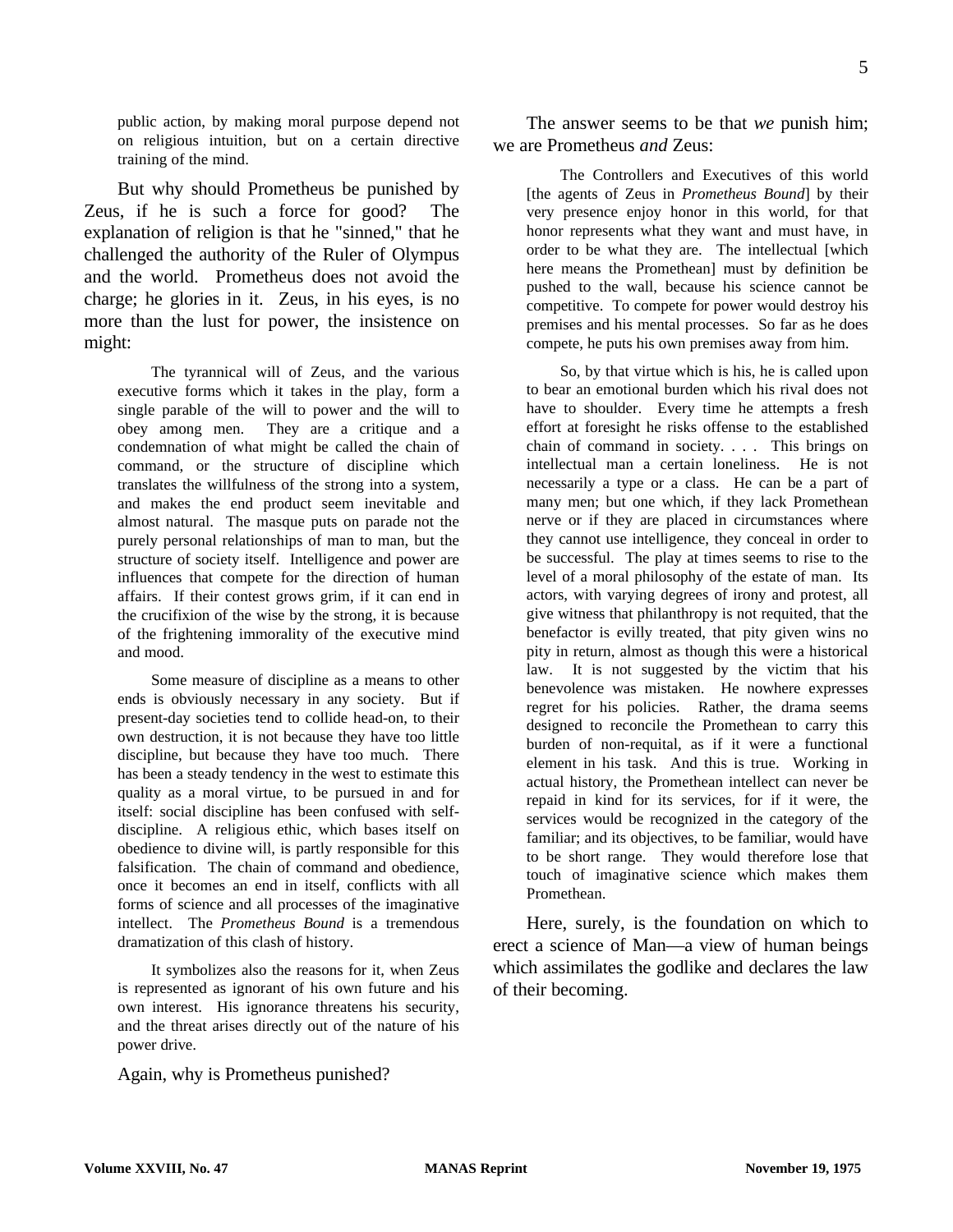> public action, by making moral purpose depend not on religious intuition, but on a certain directive training of the mind.

But why should Prometheus be punished by Zeus, if he is such a force for good? The explanation of religion is that he "sinned," that he challenged the authority of the Ruler of Olympus and the world. Prometheus does not avoid the charge; he glories in it. Zeus, in his eyes, is no more than the lust for power, the insistence on might:

> The tyrannical will of Zeus, and the various executive forms which it takes in the play, form a single parable of the will to power and the will to obey among men. They are a critique and a condemnation of what might be called the chain of command, or the structure of discipline which translates the willfulness of the strong into a system, and makes the end product seem inevitable and almost natural. The masque puts on parade not the purely personal relationships of man to man, but the structure of society itself. Intelligence and power are influences that compete for the direction of human affairs. If their contest grows grim, if it can end in the crucifixion of the wise by the strong, it is because of the frightening immorality of the executive mind and mood.
>
> Some measure of discipline as a means to other ends is obviously necessary in any society. But if present-day societies tend to collide head-on, to their own destruction, it is not because they have too little discipline, but because they have too much. There has been a steady tendency in the west to estimate this quality as a moral virtue, to be pursued in and for itself: social discipline has been confused with self-discipline. A religious ethic, which bases itself on obedience to divine will, is partly responsible for this falsification. The chain of command and obedience, once it becomes an end in itself, conflicts with all forms of science and all processes of the imaginative intellect. The *Prometheus Bound* is a tremendous dramatization of this clash of history.
>
> It symbolizes also the reasons for it, when Zeus is represented as ignorant of his own future and his own interest. His ignorance threatens his security, and the threat arises directly out of the nature of his power drive.

Again, why is Prometheus punished?

The answer seems to be that *we* punish him; we are Prometheus *and* Zeus:

> The Controllers and Executives of this world [the agents of Zeus in *Prometheus Bound*] by their very presence enjoy honor in this world, for that honor represents what they want and must have, in order to be what they are. The intellectual [which here means the Promethean] must by definition be pushed to the wall, because his science cannot be competitive. To compete for power would destroy his premises and his mental processes. So far as he does compete, he puts his own premises away from him.
>
> So, by that virtue which is his, he is called upon to bear an emotional burden which his rival does not have to shoulder. Every time he attempts a fresh effort at foresight he risks offense to the established chain of command in society. . . . This brings on intellectual man a certain loneliness. He is not necessarily a type or a class. He can be a part of many men; but one which, if they lack Promethean nerve or if they are placed in circumstances where they cannot use intelligence, they conceal in order to be successful. The play at times seems to rise to the level of a moral philosophy of the estate of man. Its actors, with varying degrees of irony and protest, all give witness that philanthropy is not requited, that the benefactor is evilly treated, that pity given wins no pity in return, almost as though this were a historical law. It is not suggested by the victim that his benevolence was mistaken. He nowhere expresses regret for his policies. Rather, the drama seems designed to reconcile the Promethean to carry this burden of non-requital, as if it were a functional element in his task. And this is true. Working in actual history, the Promethean intellect can never be repaid in kind for its services, for if it were, the services would be recognized in the category of the familiar; and its objectives, to be familiar, would have to be short range. They would therefore lose that touch of imaginative science which makes them Promethean.

Here, surely, is the foundation on which to erect a science of Man—a view of human beings which assimilates the godlike and declares the law of their becoming.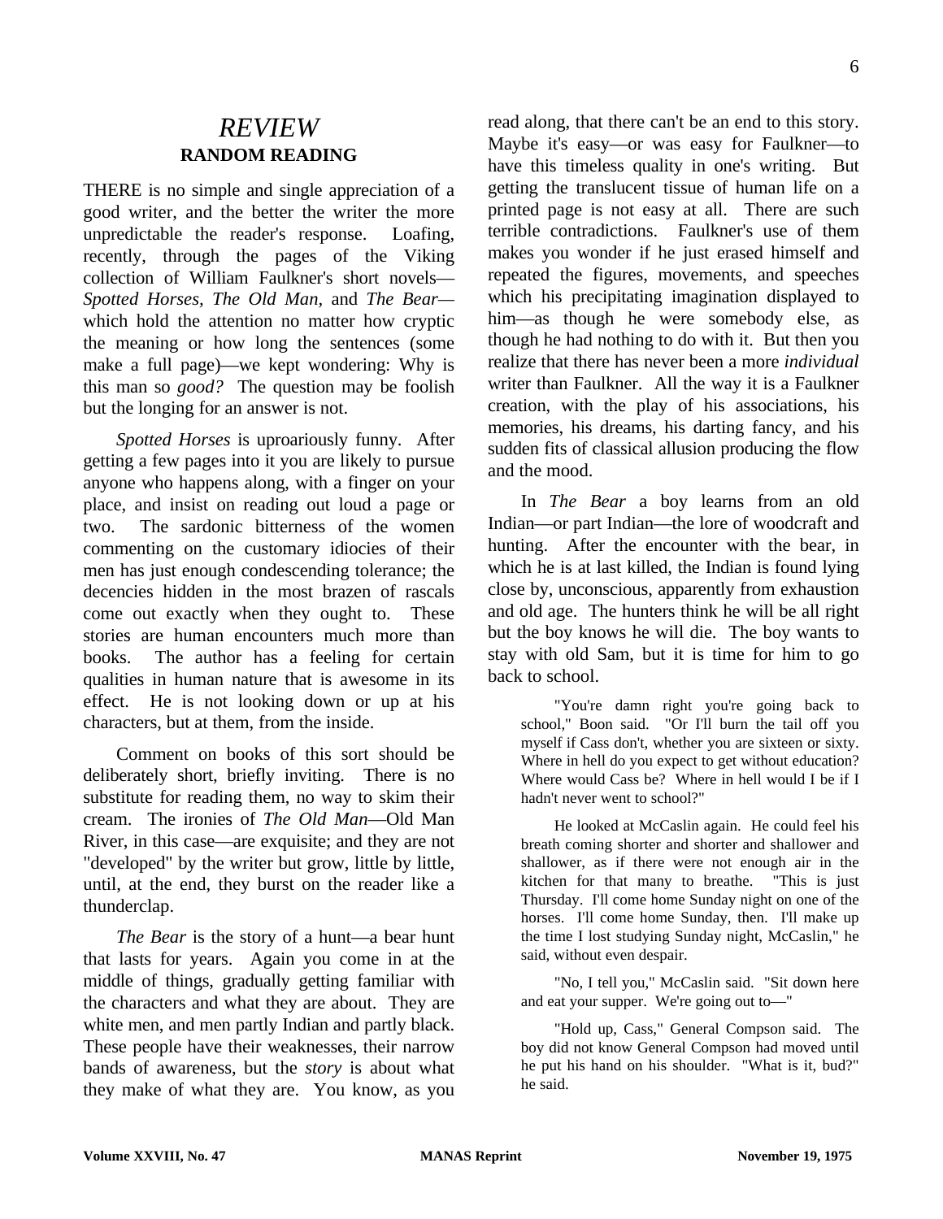# *REVIEW*
## RANDOM READING

THERE is no simple and single appreciation of a good writer, and the better the writer the more unpredictable the reader's response. Loafing, recently, through the pages of the Viking collection of William Faulkner's short novels—*Spotted Horses, The Old Man*, and *The Bear*—which hold the attention no matter how cryptic the meaning or how long the sentences (some make a full page)—we kept wondering: Why is this man so *good?* The question may be foolish but the longing for an answer is not.

*Spotted Horses* is uproariously funny. After getting a few pages into it you are likely to pursue anyone who happens along, with a finger on your place, and insist on reading out loud a page or two. The sardonic bitterness of the women commenting on the customary idiocies of their men has just enough condescending tolerance; the decencies hidden in the most brazen of rascals come out exactly when they ought to. These stories are human encounters much more than books. The author has a feeling for certain qualities in human nature that is awesome in its effect. He is not looking down or up at his characters, but at them, from the inside.

Comment on books of this sort should be deliberately short, briefly inviting. There is no substitute for reading them, no way to skim their cream. The ironies of *The Old Man*—Old Man River, in this case—are exquisite; and they are not "developed" by the writer but grow, little by little, until, at the end, they burst on the reader like a thunderclap.

*The Bear* is the story of a hunt—a bear hunt that lasts for years. Again you come in at the middle of things, gradually getting familiar with the characters and what they are about. They are white men, and men partly Indian and partly black. These people have their weaknesses, their narrow bands of awareness, but the *story* is about what they make of what they are. You know, as you read along, that there can't be an end to this story. Maybe it's easy—or was easy for Faulkner—to have this timeless quality in one's writing. But getting the translucent tissue of human life on a printed page is not easy at all. There are such terrible contradictions. Faulkner's use of them makes you wonder if he just erased himself and repeated the figures, movements, and speeches which his precipitating imagination displayed to him—as though he were somebody else, as though he had nothing to do with it. But then you realize that there has never been a more *individual* writer than Faulkner. All the way it is a Faulkner creation, with the play of his associations, his memories, his dreams, his darting fancy, and his sudden fits of classical allusion producing the flow and the mood.

In *The Bear* a boy learns from an old Indian—or part Indian—the lore of woodcraft and hunting. After the encounter with the bear, in which he is at last killed, the Indian is found lying close by, unconscious, apparently from exhaustion and old age. The hunters think he will be all right but the boy knows he will die. The boy wants to stay with old Sam, but it is time for him to go back to school.

> "You're damn right you're going back to school," Boon said. "Or I'll burn the tail off you myself if Cass don't, whether you are sixteen or sixty. Where in hell do you expect to get without education? Where would Cass be? Where in hell would I be if I hadn't never went to school?"
>
> He looked at McCaslin again. He could feel his breath coming shorter and shorter and shallower and shallower, as if there were not enough air in the kitchen for that many to breathe. "This is just Thursday. I'll come home Sunday night on one of the horses. I'll come home Sunday, then. I'll make up the time I lost studying Sunday night, McCaslin," he said, without even despair.
>
> "No, I tell you," McCaslin said. "Sit down here and eat your supper. We're going out to—"
>
> "Hold up, Cass," General Compson said. The boy did not know General Compson had moved until he put his hand on his shoulder. "What is it, bud?" he said.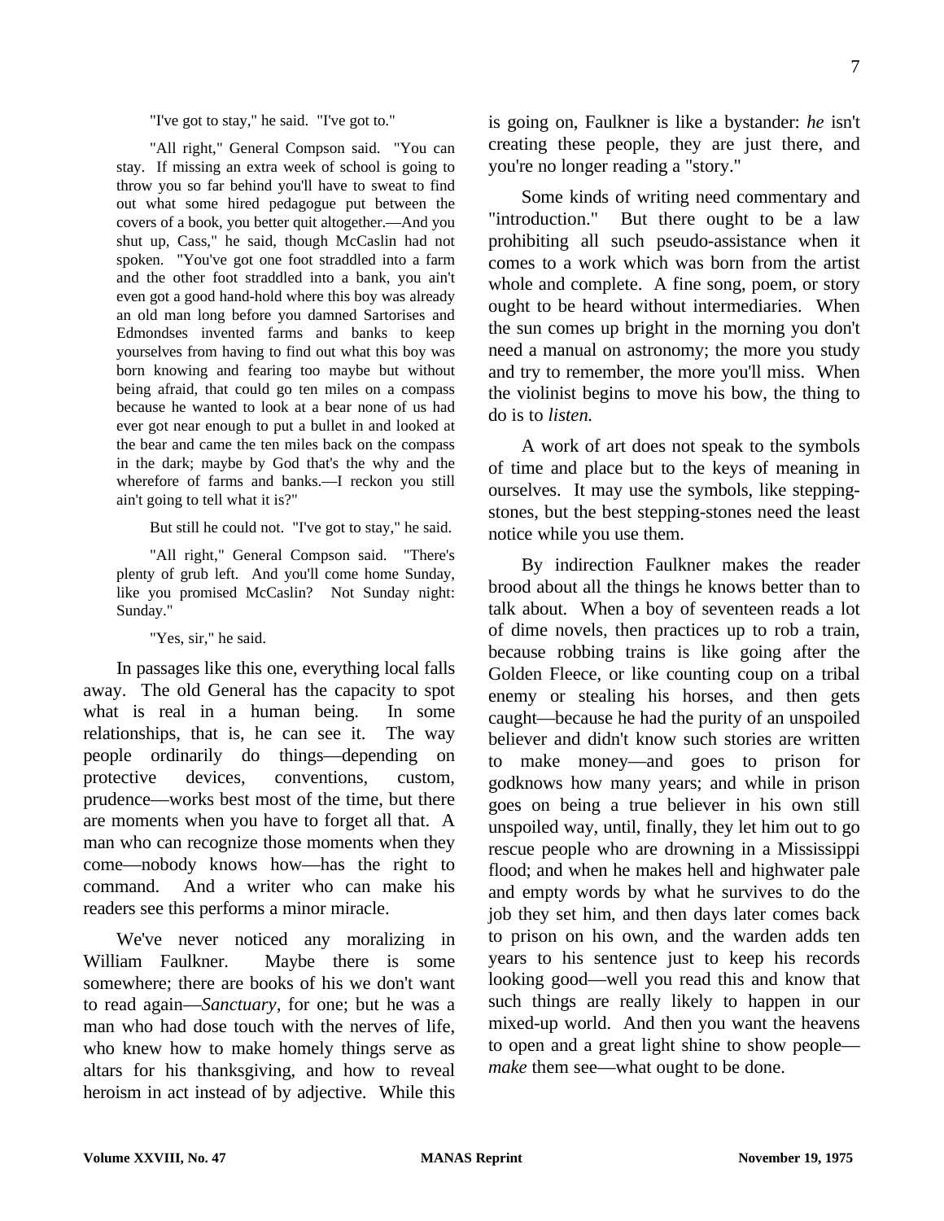"I've got to stay," he said. "I've got to."

"All right," General Compson said. "You can stay. If missing an extra week of school is going to throw you so far behind you'll have to sweat to find out what some hired pedagogue put between the covers of a book, you better quit altogether.—And you shut up, Cass," he said, though McCaslin had not spoken. "You've got one foot straddled into a farm and the other foot straddled into a bank, you ain't even got a good hand-hold where this boy was already an old man long before you damned Sartorises and Edmondses invented farms and banks to keep yourselves from having to find out what this boy was born knowing and fearing too maybe but without being afraid, that could go ten miles on a compass because he wanted to look at a bear none of us had ever got near enough to put a bullet in and looked at the bear and came the ten miles back on the compass in the dark; maybe by God that's the why and the wherefore of farms and banks.—I reckon you still ain't going to tell what it is?"

But still he could not. "I've got to stay," he said.

"All right," General Compson said. "There's plenty of grub left. And you'll come home Sunday, like you promised McCaslin? Not Sunday night: Sunday."

"Yes, sir," he said.

In passages like this one, everything local falls away. The old General has the capacity to spot what is real in a human being. In some relationships, that is, he can see it. The way people ordinarily do things—depending on protective devices, conventions, custom, prudence—works best most of the time, but there are moments when you have to forget all that. A man who can recognize those moments when they come—nobody knows how—has the right to command. And a writer who can make his readers see this performs a minor miracle.

We've never noticed any moralizing in William Faulkner. Maybe there is some somewhere; there are books of his we don't want to read again—*Sanctuary*, for one; but he was a man who had dose touch with the nerves of life, who knew how to make homely things serve as altars for his thanksgiving, and how to reveal heroism in act instead of by adjective. While this is going on, Faulkner is like a bystander: *he* isn't creating these people, they are just there, and you're no longer reading a "story."

Some kinds of writing need commentary and "introduction." But there ought to be a law prohibiting all such pseudo-assistance when it comes to a work which was born from the artist whole and complete. A fine song, poem, or story ought to be heard without intermediaries. When the sun comes up bright in the morning you don't need a manual on astronomy; the more you study and try to remember, the more you'll miss. When the violinist begins to move his bow, the thing to do is to *listen.*

A work of art does not speak to the symbols of time and place but to the keys of meaning in ourselves. It may use the symbols, like stepping-stones, but the best stepping-stones need the least notice while you use them.

By indirection Faulkner makes the reader brood about all the things he knows better than to talk about. When a boy of seventeen reads a lot of dime novels, then practices up to rob a train, because robbing trains is like going after the Golden Fleece, or like counting coup on a tribal enemy or stealing his horses, and then gets caught—because he had the purity of an unspoiled believer and didn't know such stories are written to make money—and goes to prison for godknows how many years; and while in prison goes on being a true believer in his own still unspoiled way, until, finally, they let him out to go rescue people who are drowning in a Mississippi flood; and when he makes hell and highwater pale and empty words by what he survives to do the job they set him, and then days later comes back to prison on his own, and the warden adds ten years to his sentence just to keep his records looking good—well you read this and know that such things are really likely to happen in our mixed-up world. And then you want the heavens to open and a great light shine to show people—*make* them see—what ought to be done.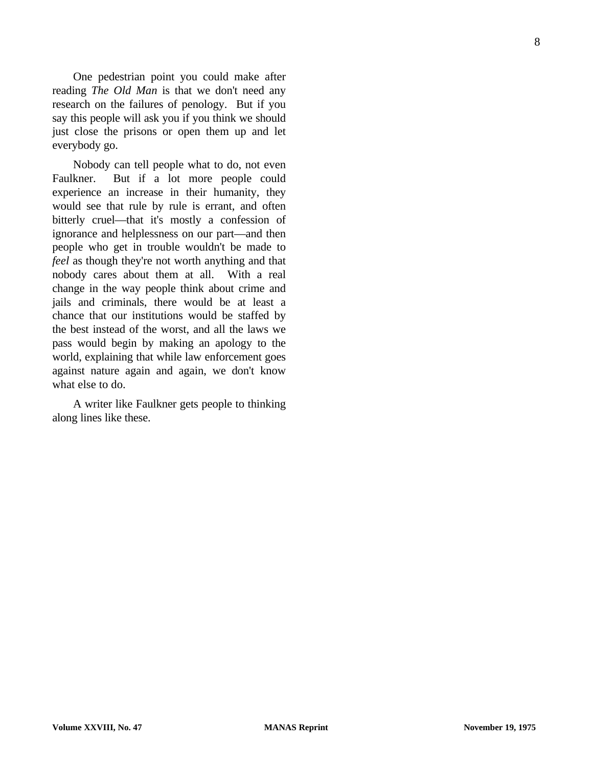One pedestrian point you could make after reading *The Old Man* is that we don't need any research on the failures of penology. But if you say this people will ask you if you think we should just close the prisons or open them up and let everybody go.

Nobody can tell people what to do, not even Faulkner. But if a lot more people could experience an increase in their humanity, they would see that rule by rule is errant, and often bitterly cruel—that it's mostly a confession of ignorance and helplessness on our part—and then people who get in trouble wouldn't be made to *feel* as though they're not worth anything and that nobody cares about them at all. With a real change in the way people think about crime and jails and criminals, there would be at least a chance that our institutions would be staffed by the best instead of the worst, and all the laws we pass would begin by making an apology to the world, explaining that while law enforcement goes against nature again and again, we don't know what else to do.

A writer like Faulkner gets people to thinking along lines like these.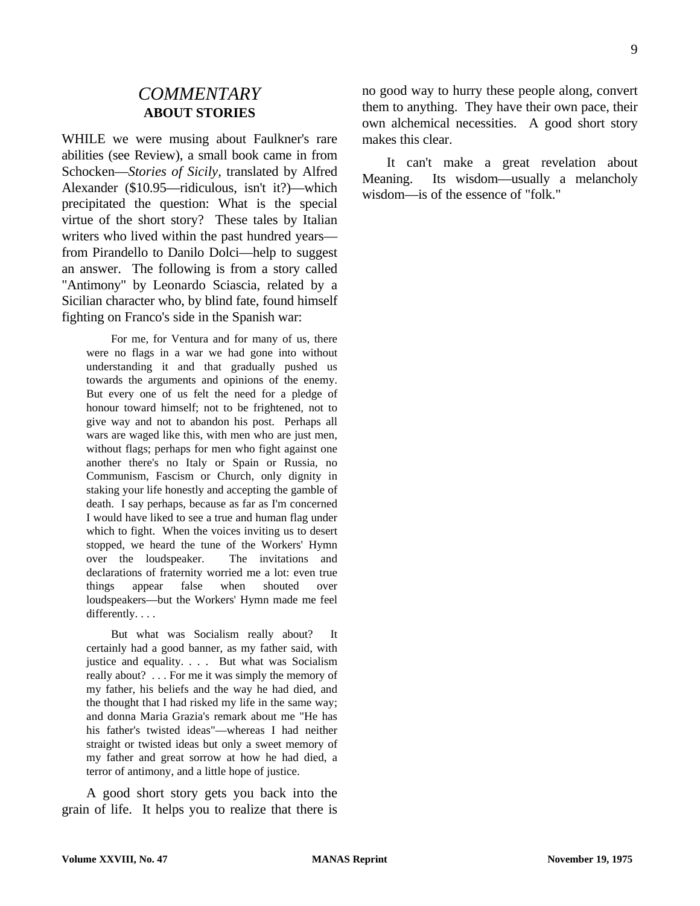## *COMMENTARY*
### ABOUT STORIES

WHILE we were musing about Faulkner's rare abilities (see Review), a small book came in from Schocken—*Stories of Sicily,* translated by Alfred Alexander ($10.95—ridiculous, isn't it?)—which precipitated the question: What is the special virtue of the short story? These tales by Italian writers who lived within the past hundred years—from Pirandello to Danilo Dolci—help to suggest an answer. The following is from a story called "Antimony" by Leonardo Sciascia, related by a Sicilian character who, by blind fate, found himself fighting on Franco's side in the Spanish war:

> For me, for Ventura and for many of us, there were no flags in a war we had gone into without understanding it and that gradually pushed us towards the arguments and opinions of the enemy. But every one of us felt the need for a pledge of honour toward himself; not to be frightened, not to give way and not to abandon his post. Perhaps all wars are waged like this, with men who are just men, without flags; perhaps for men who fight against one another there's no Italy or Spain or Russia, no Communism, Fascism or Church, only dignity in staking your life honestly and accepting the gamble of death. I say perhaps, because as far as I'm concerned I would have liked to see a true and human flag under which to fight. When the voices inviting us to desert stopped, we heard the tune of the Workers' Hymn over the loudspeaker. The invitations and declarations of fraternity worried me a lot: even true things appear false when shouted over loudspeakers—but the Workers' Hymn made me feel differently. . . .
>
> But what was Socialism really about? It certainly had a good banner, as my father said, with justice and equality. . . . But what was Socialism really about? . . . For me it was simply the memory of my father, his beliefs and the way he had died, and the thought that I had risked my life in the same way; and donna Maria Grazia's remark about me "He has his father's twisted ideas"—whereas I had neither straight or twisted ideas but only a sweet memory of my father and great sorrow at how he had died, a terror of antimony, and a little hope of justice.

A good short story gets you back into the grain of life. It helps you to realize that there is no good way to hurry these people along, convert them to anything. They have their own pace, their own alchemical necessities. A good short story makes this clear.

It can't make a great revelation about Meaning. Its wisdom—usually a melancholy wisdom—is of the essence of "folk."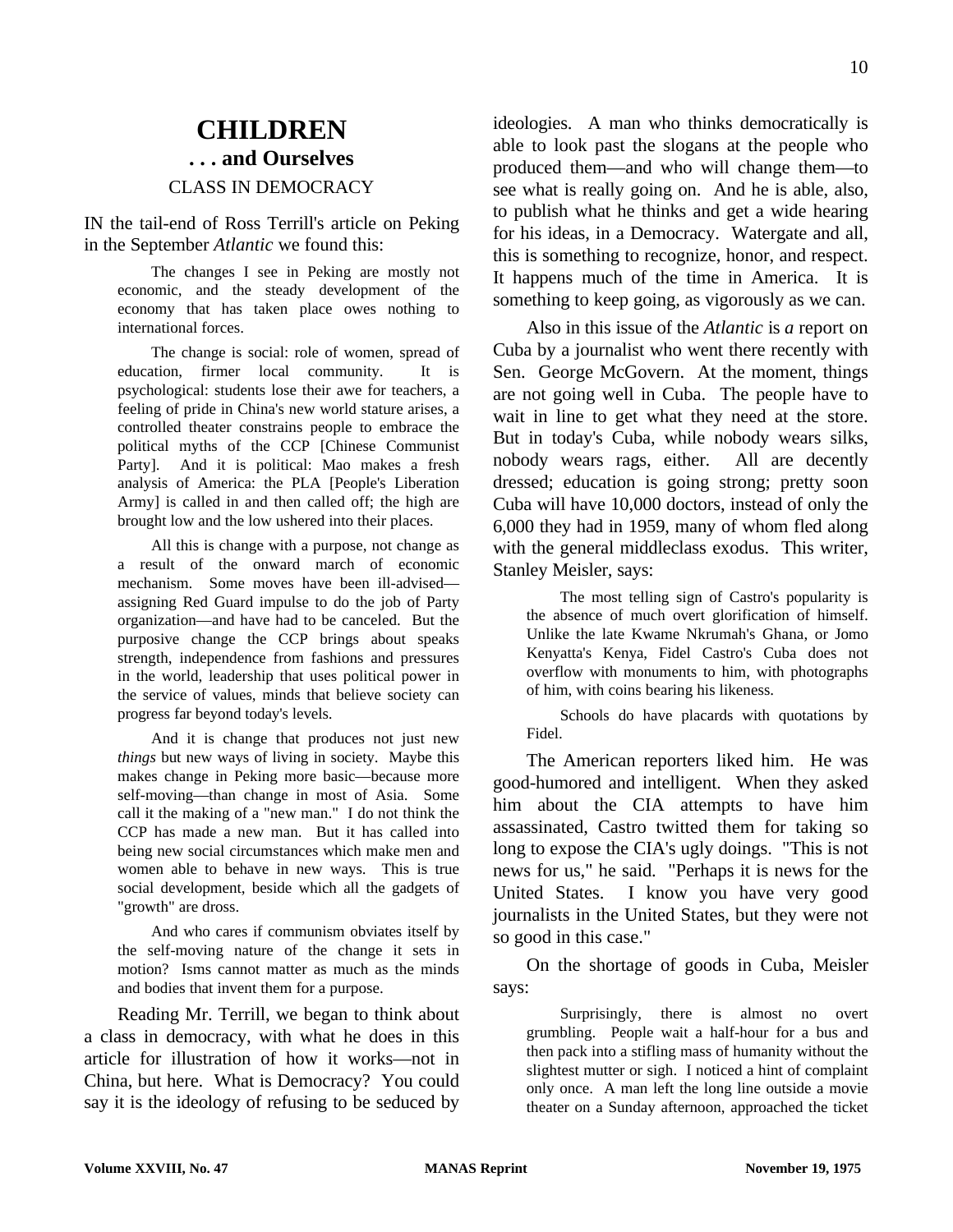# CHILDREN
## . . . and Ourselves
### CLASS IN DEMOCRACY

IN the tail-end of Ross Terrill's article on Peking in the September *Atlantic* we found this:

> The changes I see in Peking are mostly not economic, and the steady development of the economy that has taken place owes nothing to international forces.
>
> The change is social: role of women, spread of education, firmer local community. It is psychological: students lose their awe for teachers, a feeling of pride in China's new world stature arises, a controlled theater constrains people to embrace the political myths of the CCP [Chinese Communist Party]. And it is political: Mao makes a fresh analysis of America: the PLA [People's Liberation Army] is called in and then called off; the high are brought low and the low ushered into their places.
>
> All this is change with a purpose, not change as a result of the onward march of economic mechanism. Some moves have been ill-advised—assigning Red Guard impulse to do the job of Party organization—and have had to be canceled. But the purposive change the CCP brings about speaks strength, independence from fashions and pressures in the world, leadership that uses political power in the service of values, minds that believe society can progress far beyond today's levels.
>
> And it is change that produces not just new *things* but new ways of living in society. Maybe this makes change in Peking more basic—because more self-moving—than change in most of Asia. Some call it the making of a "new man." I do not think the CCP has made a new man. But it has called into being new social circumstances which make men and women able to behave in new ways. This is true social development, beside which all the gadgets of "growth" are dross.
>
> And who cares if communism obviates itself by the self-moving nature of the change it sets in motion? Isms cannot matter as much as the minds and bodies that invent them for a purpose.

Reading Mr. Terrill, we began to think about a class in democracy, with what he does in this article for illustration of how it works—not in China, but here. What is Democracy? You could say it is the ideology of refusing to be seduced by ideologies. A man who thinks democratically is able to look past the slogans at the people who produced them—and who will change them—to see what is really going on. And he is able, also, to publish what he thinks and get a wide hearing for his ideas, in a Democracy. Watergate and all, this is something to recognize, honor, and respect. It happens much of the time in America. It is something to keep going, as vigorously as we can.

Also in this issue of the *Atlantic* is *a* report on Cuba by a journalist who went there recently with Sen. George McGovern. At the moment, things are not going well in Cuba. The people have to wait in line to get what they need at the store. But in today's Cuba, while nobody wears silks, nobody wears rags, either. All are decently dressed; education is going strong; pretty soon Cuba will have 10,000 doctors, instead of only the 6,000 they had in 1959, many of whom fled along with the general middleclass exodus. This writer, Stanley Meisler, says:

> The most telling sign of Castro's popularity is the absence of much overt glorification of himself. Unlike the late Kwame Nkrumah's Ghana, or Jomo Kenyatta's Kenya, Fidel Castro's Cuba does not overflow with monuments to him, with photographs of him, with coins bearing his likeness.
>
> Schools do have placards with quotations by Fidel.

The American reporters liked him. He was good-humored and intelligent. When they asked him about the CIA attempts to have him assassinated, Castro twitted them for taking so long to expose the CIA's ugly doings. "This is not news for us," he said. "Perhaps it is news for the United States. I know you have very good journalists in the United States, but they were not so good in this case."

On the shortage of goods in Cuba, Meisler says:

> Surprisingly, there is almost no overt grumbling. People wait a half-hour for a bus and then pack into a stifling mass of humanity without the slightest mutter or sigh. I noticed a hint of complaint only once. A man left the long line outside a movie theater on a Sunday afternoon, approached the ticket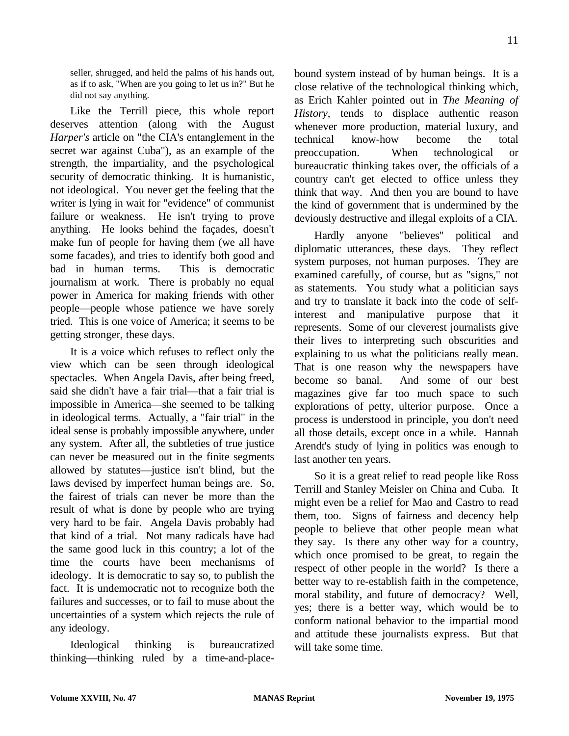seller, shrugged, and held the palms of his hands out, as if to ask, "When are you going to let us in?" But he did not say anything.

Like the Terrill piece, this whole report deserves attention (along with the August *Harper's* article on "the CIA's entanglement in the secret war against Cuba"), as an example of the strength, the impartiality, and the psychological security of democratic thinking. It is humanistic, not ideological. You never get the feeling that the writer is lying in wait for "evidence" of communist failure or weakness. He isn't trying to prove anything. He looks behind the façades, doesn't make fun of people for having them (we all have some facades), and tries to identify both good and bad in human terms. This is democratic journalism at work. There is probably no equal power in America for making friends with other people—people whose patience we have sorely tried. This is one voice of America; it seems to be getting stronger, these days.

It is a voice which refuses to reflect only the view which can be seen through ideological spectacles. When Angela Davis, after being freed, said she didn't have a fair trial—that a fair trial is impossible in America—she seemed to be talking in ideological terms. Actually, a "fair trial" in the ideal sense is probably impossible anywhere, under any system. After all, the subtleties of true justice can never be measured out in the finite segments allowed by statutes—justice isn't blind, but the laws devised by imperfect human beings are. So, the fairest of trials can never be more than the result of what is done by people who are trying very hard to be fair. Angela Davis probably had that kind of a trial. Not many radicals have had the same good luck in this country; a lot of the time the courts have been mechanisms of ideology. It is democratic to say so, to publish the fact. It is undemocratic not to recognize both the failures and successes, or to fail to muse about the uncertainties of a system which rejects the rule of any ideology.

Ideological thinking is bureaucratized thinking—thinking ruled by a time-and-place-bound system instead of by human beings. It is a close relative of the technological thinking which, as Erich Kahler pointed out in *The Meaning of History*, tends to displace authentic reason whenever more production, material luxury, and technical know-how become the total preoccupation. When technological or bureaucratic thinking takes over, the officials of a country can't get elected to office unless they think that way. And then you are bound to have the kind of government that is undermined by the deviously destructive and illegal exploits of a CIA.

Hardly anyone "believes" political and diplomatic utterances, these days. They reflect system purposes, not human purposes. They are examined carefully, of course, but as "signs," not as statements. You study what a politician says and try to translate it back into the code of self-interest and manipulative purpose that it represents. Some of our cleverest journalists give their lives to interpreting such obscurities and explaining to us what the politicians really mean. That is one reason why the newspapers have become so banal. And some of our best magazines give far too much space to such explorations of petty, ulterior purpose. Once a process is understood in principle, you don't need all those details, except once in a while. Hannah Arendt's study of lying in politics was enough to last another ten years.

So it is a great relief to read people like Ross Terrill and Stanley Meisler on China and Cuba. It might even be a relief for Mao and Castro to read them, too. Signs of fairness and decency help people to believe that other people mean what they say. Is there any other way for a country, which once promised to be great, to regain the respect of other people in the world? Is there a better way to re-establish faith in the competence, moral stability, and future of democracy? Well, yes; there is a better way, which would be to conform national behavior to the impartial mood and attitude these journalists express. But that will take some time.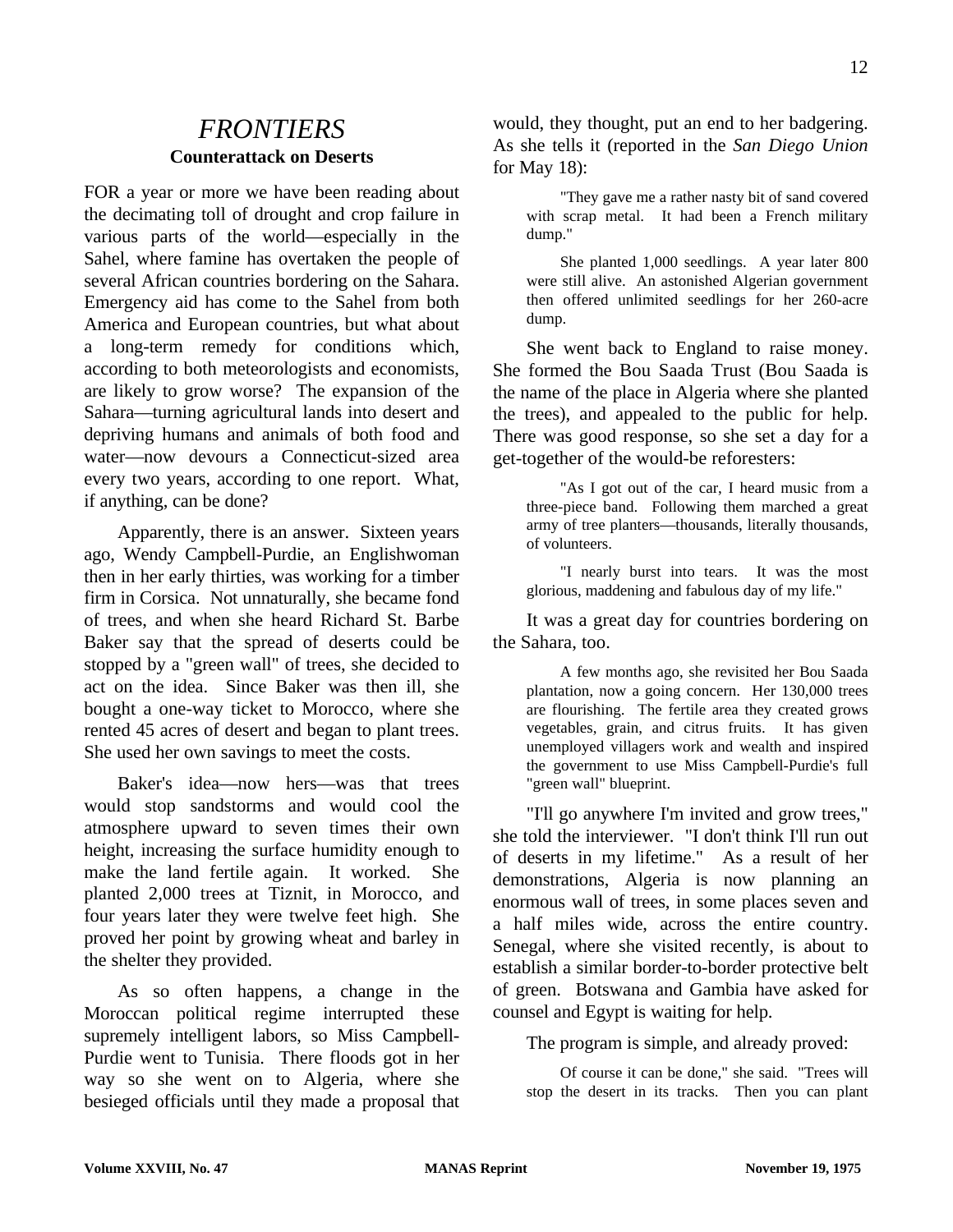# *FRONTIERS*

## Counterattack on Deserts

FOR a year or more we have been reading about the decimating toll of drought and crop failure in various parts of the world—especially in the Sahel, where famine has overtaken the people of several African countries bordering on the Sahara. Emergency aid has come to the Sahel from both America and European countries, but what about a long-term remedy for conditions which, according to both meteorologists and economists, are likely to grow worse? The expansion of the Sahara—turning agricultural lands into desert and depriving humans and animals of both food and water—now devours a Connecticut-sized area every two years, according to one report. What, if anything, can be done?

Apparently, there is an answer. Sixteen years ago, Wendy Campbell-Purdie, an Englishwoman then in her early thirties, was working for a timber firm in Corsica. Not unnaturally, she became fond of trees, and when she heard Richard St. Barbe Baker say that the spread of deserts could be stopped by a "green wall" of trees, she decided to act on the idea. Since Baker was then ill, she bought a one-way ticket to Morocco, where she rented 45 acres of desert and began to plant trees. She used her own savings to meet the costs.

Baker's idea—now hers—was that trees would stop sandstorms and would cool the atmosphere upward to seven times their own height, increasing the surface humidity enough to make the land fertile again. It worked. She planted 2,000 trees at Tiznit, in Morocco, and four years later they were twelve feet high. She proved her point by growing wheat and barley in the shelter they provided.

As so often happens, a change in the Moroccan political regime interrupted these supremely intelligent labors, so Miss Campbell-Purdie went to Tunisia. There floods got in her way so she went on to Algeria, where she besieged officials until they made a proposal that would, they thought, put an end to her badgering. As she tells it (reported in the *San Diego Union* for May 18):

> "They gave me a rather nasty bit of sand covered with scrap metal. It had been a French military dump."
>
> She planted 1,000 seedlings. A year later 800 were still alive. An astonished Algerian government then offered unlimited seedlings for her 260-acre dump.

She went back to England to raise money. She formed the Bou Saada Trust (Bou Saada is the name of the place in Algeria where she planted the trees), and appealed to the public for help. There was good response, so she set a day for a get-together of the would-be reforesters:

> "As I got out of the car, I heard music from a three-piece band. Following them marched a great army of tree planters—thousands, literally thousands, of volunteers.
>
> "I nearly burst into tears. It was the most glorious, maddening and fabulous day of my life."

It was a great day for countries bordering on the Sahara, too.

> A few months ago, she revisited her Bou Saada plantation, now a going concern. Her 130,000 trees are flourishing. The fertile area they created grows vegetables, grain, and citrus fruits. It has given unemployed villagers work and wealth and inspired the government to use Miss Campbell-Purdie's full "green wall" blueprint.

"I'll go anywhere I'm invited and grow trees," she told the interviewer. "I don't think I'll run out of deserts in my lifetime." As a result of her demonstrations, Algeria is now planning an enormous wall of trees, in some places seven and a half miles wide, across the entire country. Senegal, where she visited recently, is about to establish a similar border-to-border protective belt of green. Botswana and Gambia have asked for counsel and Egypt is waiting for help.

The program is simple, and already proved:

> Of course it can be done," she said. "Trees will stop the desert in its tracks. Then you can plant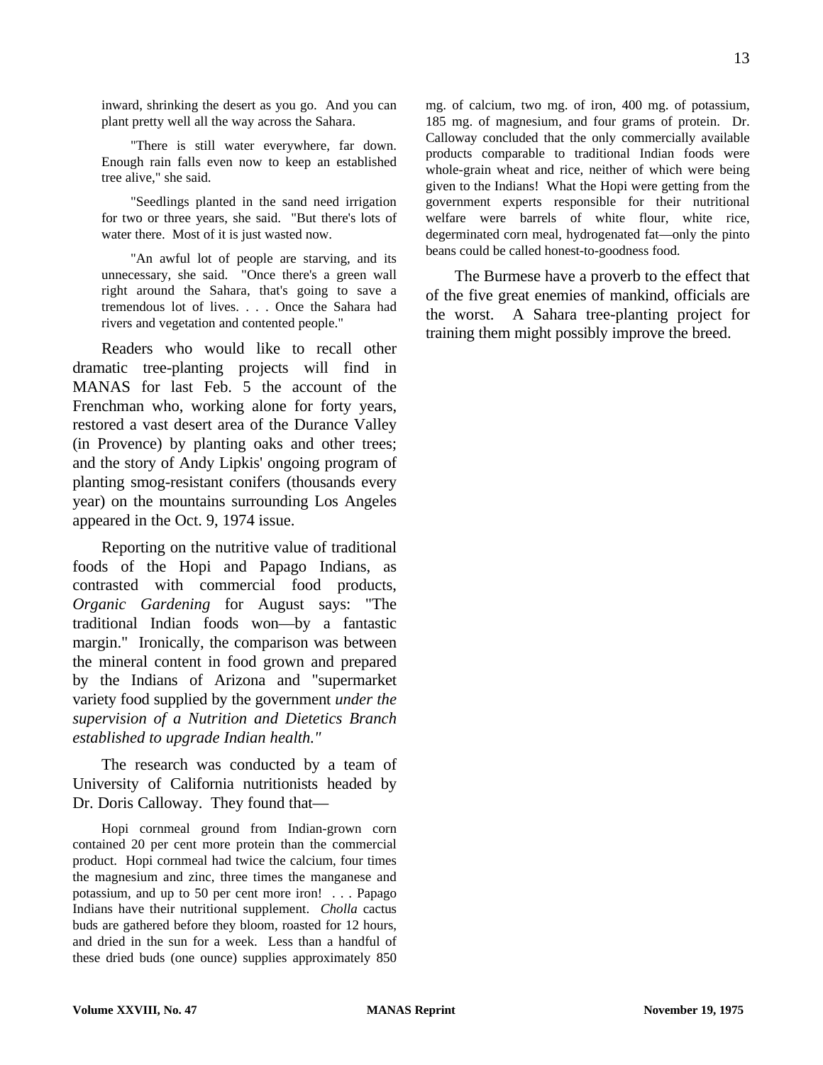inward, shrinking the desert as you go. And you can plant pretty well all the way across the Sahara.

"There is still water everywhere, far down. Enough rain falls even now to keep an established tree alive," she said.

"Seedlings planted in the sand need irrigation for two or three years, she said. "But there's lots of water there. Most of it is just wasted now.

"An awful lot of people are starving, and its unnecessary, she said. "Once there's a green wall right around the Sahara, that's going to save a tremendous lot of lives. . . . Once the Sahara had rivers and vegetation and contented people."

Readers who would like to recall other dramatic tree-planting projects will find in MANAS for last Feb. 5 the account of the Frenchman who, working alone for forty years, restored a vast desert area of the Durance Valley (in Provence) by planting oaks and other trees; and the story of Andy Lipkis' ongoing program of planting smog-resistant conifers (thousands every year) on the mountains surrounding Los Angeles appeared in the Oct. 9, 1974 issue.

Reporting on the nutritive value of traditional foods of the Hopi and Papago Indians, as contrasted with commercial food products, *Organic Gardening* for August says: "The traditional Indian foods won—by a fantastic margin." Ironically, the comparison was between the mineral content in food grown and prepared by the Indians of Arizona and "supermarket variety food supplied by the government *under the supervision of a Nutrition and Dietetics Branch established to upgrade Indian health."*

The research was conducted by a team of University of California nutritionists headed by Dr. Doris Calloway. They found that—

Hopi cornmeal ground from Indian-grown corn contained 20 per cent more protein than the commercial product. Hopi cornmeal had twice the calcium, four times the magnesium and zinc, three times the manganese and potassium, and up to 50 per cent more iron! . . . Papago Indians have their nutritional supplement. *Cholla* cactus buds are gathered before they bloom, roasted for 12 hours, and dried in the sun for a week. Less than a handful of these dried buds (one ounce) supplies approximately 850 mg. of calcium, two mg. of iron, 400 mg. of potassium, 185 mg. of magnesium, and four grams of protein. Dr. Calloway concluded that the only commercially available products comparable to traditional Indian foods were whole-grain wheat and rice, neither of which were being given to the Indians! What the Hopi were getting from the government experts responsible for their nutritional welfare were barrels of white flour, white rice, degerminated corn meal, hydrogenated fat—only the pinto beans could be called honest-to-goodness food.

The Burmese have a proverb to the effect that of the five great enemies of mankind, officials are the worst. A Sahara tree-planting project for training them might possibly improve the breed.